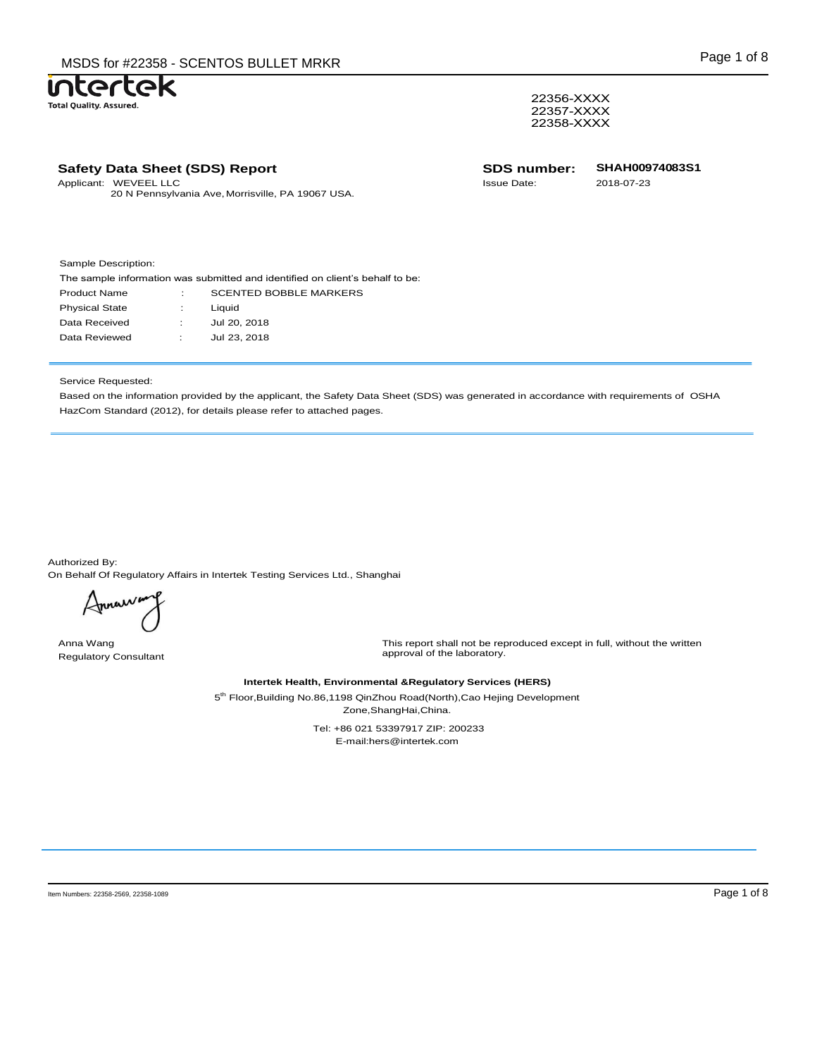intertek
Total Quality. Assured.

22356-XXXX
22357-XXXX
22358-XXXX

## Safety Data Sheet (SDS) Report

Applicant: WEVEEL LLC
20 N Pennsylvania Ave, Morrisville, PA 19067 USA.

**SDS number:** **SHAH00974083S1**
Issue Date: 2018-07-23

Sample Description:

The sample information was submitted and identified on client's behalf to be:

| | | |
|---|---|---|
| Product Name | : | SCENTED BOBBLE MARKERS |
| Physical State | : | Liquid |
| Data Received | : | Jul 20, 2018 |
| Data Reviewed | : | Jul 23, 2018 |

Service Requested:

Based on the information provided by the applicant, the Safety Data Sheet (SDS) was generated in accordance with requirements of OSHA HazCom Standard (2012), for details please refer to attached pages.

Authorized By:
On Behalf Of Regulatory Affairs in Intertek Testing Services Ltd., Shanghai

Anna Wang
Regulatory Consultant

This report shall not be reproduced except in full, without the written approval of the laboratory.

**Intertek Health, Environmental &Regulatory Services (HERS)**

5th Floor,Building No.86,1198 QinZhou Road(North),Cao Hejing Development Zone,ShangHai,China.

Tel: +86 021 53397917 ZIP: 200233
E-mail:hers@intertek.com

Item Numbers: 22358-2569, 22358-1089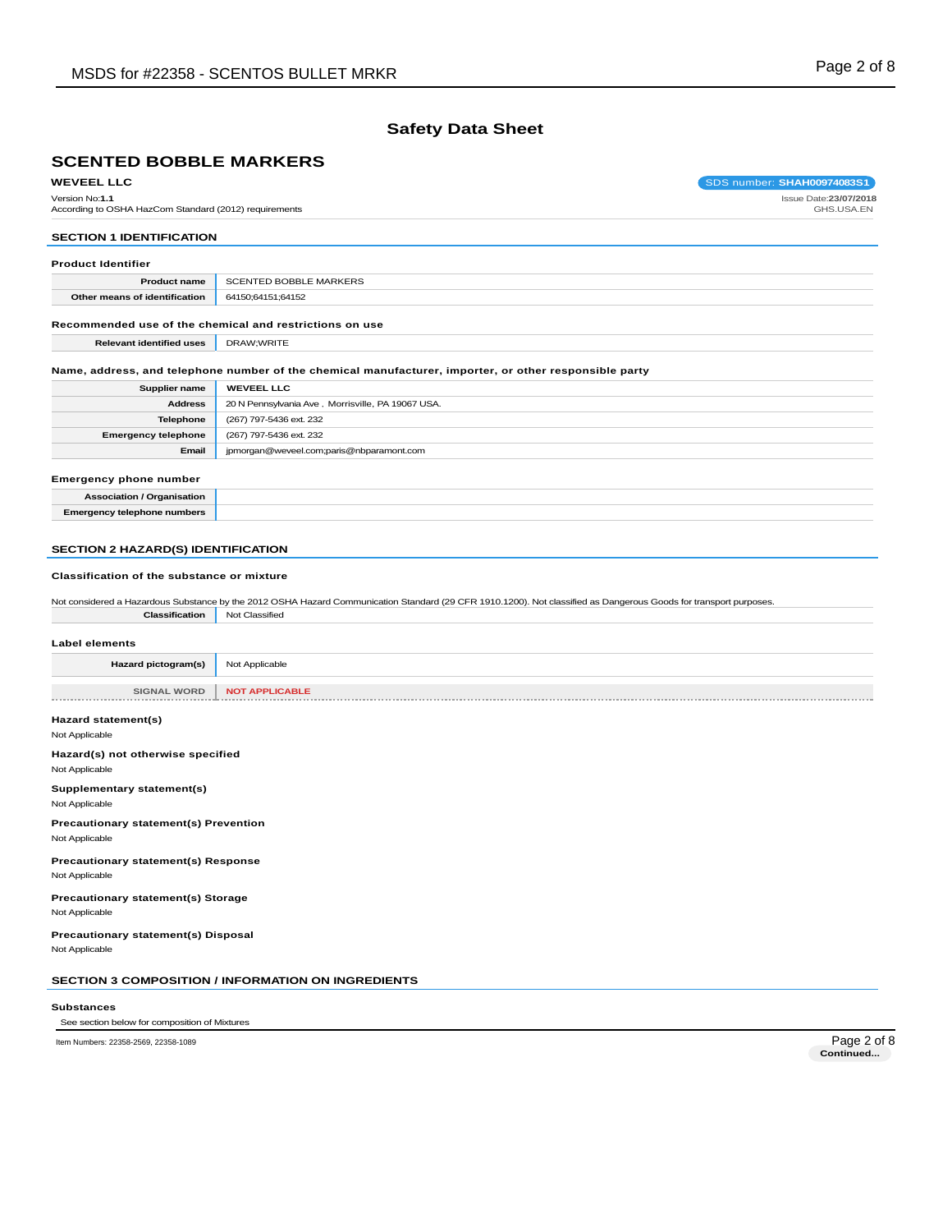# Safety Data Sheet

## SCENTED BOBBLE MARKERS

**WEVEEL LLC**

SDS number: **SHAH00974083S1**

Version No:**1.1**
According to OSHA HazCom Standard (2012) requirements

Issue Date:**23/07/2018**
GHS.USA.EN

## SECTION 1 IDENTIFICATION

### Product Identifier

| **Product name** | SCENTED BOBBLE MARKERS |
|---|---|
| **Other means of identification** | 64150;64151;64152 |

### Recommended use of the chemical and restrictions on use

| **Relevant identified uses** | DRAW;WRITE |
|---|---|

### Name, address, and telephone number of the chemical manufacturer, importer, or other responsible party

| **Supplier name** | **WEVEEL LLC** |
|---|---|
| **Address** | 20 N Pennsylvania Ave , Morrisville, PA 19067 USA. |
| **Telephone** | (267) 797-5436 ext. 232 |
| **Emergency telephone** | (267) 797-5436 ext. 232 |
| **Email** | jpmorgan@weveel.com;paris@nbparamont.com |

### Emergency phone number

| **Association / Organisation** | |
|---|---|
| **Emergency telephone numbers** | |

## SECTION 2 HAZARD(S) IDENTIFICATION

### Classification of the substance or mixture

Not considered a Hazardous Substance by the 2012 OSHA Hazard Communication Standard (29 CFR 1910.1200). Not classified as Dangerous Goods for transport purposes.

| **Classification** | Not Classified |
|---|---|

### Label elements

| **Hazard pictogram(s)** | Not Applicable |
|---|---|
| **SIGNAL WORD** | **NOT APPLICABLE** |

### Hazard statement(s)

Not Applicable

### Hazard(s) not otherwise specified

Not Applicable

### Supplementary statement(s)

Not Applicable

### Precautionary statement(s) Prevention

Not Applicable

### Precautionary statement(s) Response

Not Applicable

### Precautionary statement(s) Storage

Not Applicable

### Precautionary statement(s) Disposal

Not Applicable

## SECTION 3 COMPOSITION / INFORMATION ON INGREDIENTS

### Substances

See section below for composition of Mixtures

Item Numbers: 22358-2569, 22358-1089

Continued...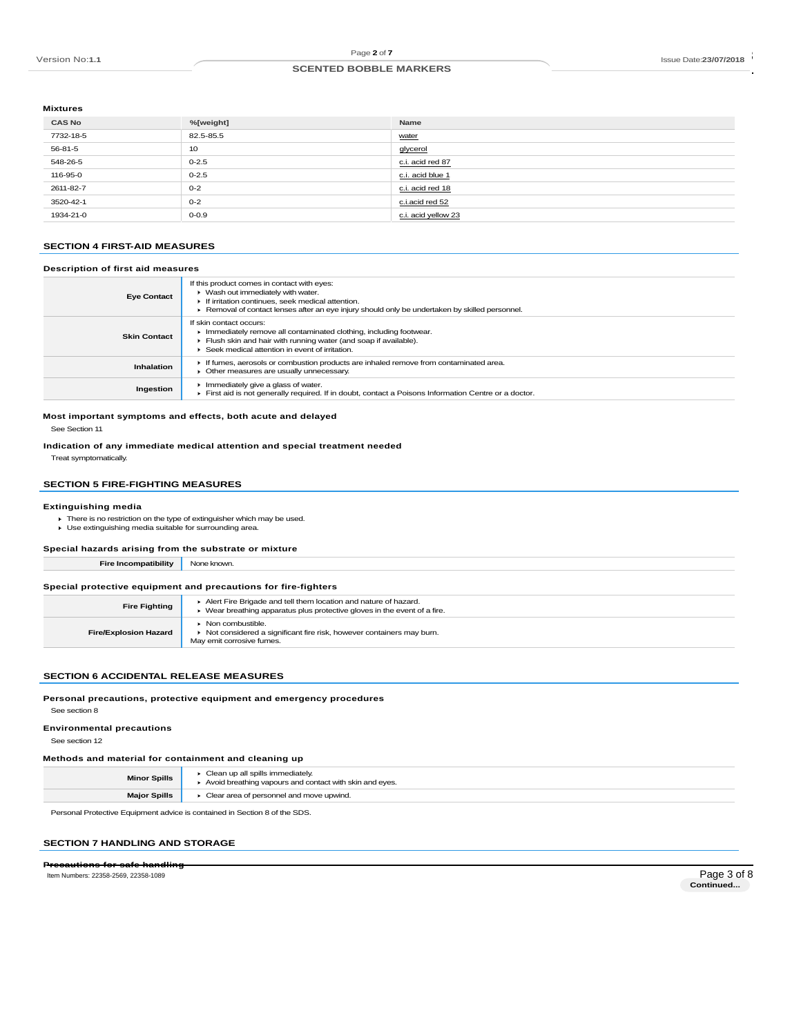**Mixtures**

| CAS No | %[weight] | Name |
|---|---|---|
| 7732-18-5 | 82.5-85.5 | water |
| 56-81-5 | 10 | glycerol |
| 548-26-5 | 0-2.5 | c.i. acid red 87 |
| 116-95-0 | 0-2.5 | c.i. acid blue 1 |
| 2611-82-7 | 0-2 | c.i. acid red 18 |
| 3520-42-1 | 0-2 | c.i.acid red 52 |
| 1934-21-0 | 0-0.9 | c.i. acid yellow 23 |

## SECTION 4 FIRST-AID MEASURES

### Description of first aid measures

| | |
|---|---|
| **Eye Contact** | If this product comes in contact with eyes: <br> ▸ Wash out immediately with water. <br> ▸ If irritation continues, seek medical attention. <br> ▸ Removal of contact lenses after an eye injury should only be undertaken by skilled personnel. |
| **Skin Contact** | If skin contact occurs: <br> ▸ Immediately remove all contaminated clothing, including footwear. <br> ▸ Flush skin and hair with running water (and soap if available). <br> ▸ Seek medical attention in event of irritation. |
| **Inhalation** | ▸ If fumes, aerosols or combustion products are inhaled remove from contaminated area. <br> ▸ Other measures are usually unnecessary. |
| **Ingestion** | ▸ Immediately give a glass of water. <br> ▸ First aid is not generally required. If in doubt, contact a Poisons Information Centre or a doctor. |

### Most important symptoms and effects, both acute and delayed

See Section 11

### Indication of any immediate medical attention and special treatment needed

Treat symptomatically.

## SECTION 5 FIRE-FIGHTING MEASURES

### Extinguishing media

- There is no restriction on the type of extinguisher which may be used.
- Use extinguishing media suitable for surrounding area.

### Special hazards arising from the substrate or mixture

| | |
|---|---|
| **Fire Incompatibility** | None known. |

### Special protective equipment and precautions for fire-fighters

| | |
|---|---|
| **Fire Fighting** | ▸ Alert Fire Brigade and tell them location and nature of hazard. <br> ▸ Wear breathing apparatus plus protective gloves in the event of a fire. |
| **Fire/Explosion Hazard** | ▸ Non combustible. <br> ▸ Not considered a significant fire risk, however containers may burn. <br> May emit corrosive fumes. |

## SECTION 6 ACCIDENTAL RELEASE MEASURES

### Personal precautions, protective equipment and emergency procedures

See section 8

### Environmental precautions

See section 12

### Methods and material for containment and cleaning up

| | |
|---|---|
| **Minor Spills** | ▸ Clean up all spills immediately. <br> ▸ Avoid breathing vapours and contact with skin and eyes. |
| **Major Spills** | ▸ Clear area of personnel and move upwind. |

Personal Protective Equipment advice is contained in Section 8 of the SDS.

## SECTION 7 HANDLING AND STORAGE

### Precautions for safe handling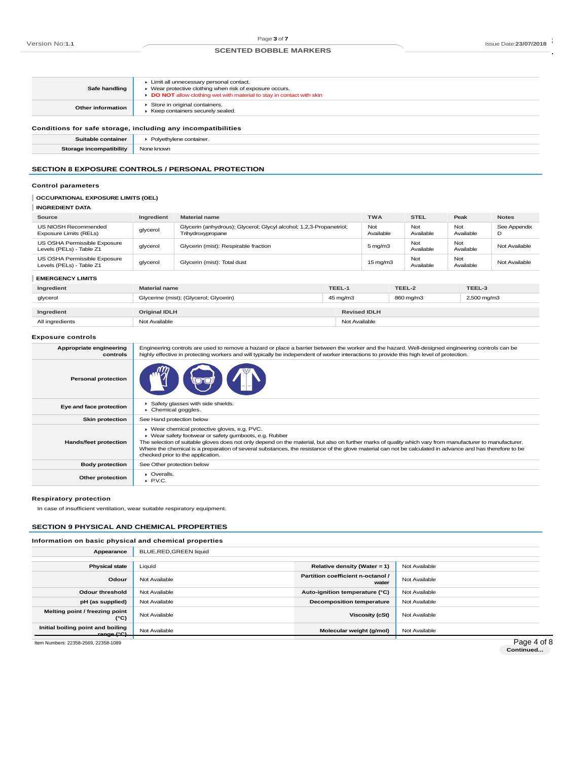| | |
|---|---|
| **Safe handling** | ▸ Limit all unnecessary personal contact.<br>▸ Wear protective clothing when risk of exposure occurs.<br>▸ **DO NOT** allow clothing wet with material to stay in contact with skin |
| **Other information** | ▸ Store in original containers.<br>▸ Keep containers securely sealed. |

### Conditions for safe storage, including any incompatibilities

| | |
|---|---|
| **Suitable container** | ▸ Polyethylene container. |
| **Storage incompatibility** | None known |

## SECTION 8 EXPOSURE CONTROLS / PERSONAL PROTECTION

### Control parameters

#### OCCUPATIONAL EXPOSURE LIMITS (OEL)

#### INGREDIENT DATA

| Source | Ingredient | Material name | TWA | STEL | Peak | Notes |
|---|---|---|---|---|---|---|
| US NIOSH Recommended Exposure Limits (RELs) | glycerol | Glycerin (anhydrous); Glycerol; Glycyl alcohol; 1,2,3-Propanetriol; Trihydroxypropane | Not Available | Not Available | Not Available | See Appendix D |
| US OSHA Permissible Exposure Levels (PELs) - Table Z1 | glycerol | Glycerin (mist): Respirable fraction | 5 mg/m3 | Not Available | Not Available | Not Available |
| US OSHA Permissible Exposure Levels (PELs) - Table Z1 | glycerol | Glycerin (mist): Total dust | 15 mg/m3 | Not Available | Not Available | Not Available |

#### EMERGENCY LIMITS

| Ingredient | Material name | TEEL-1 | TEEL-2 | TEEL-3 |
|---|---|---|---|---|
| glycerol | Glycerine (mist); (Glycerol; Glycerin) | 45 mg/m3 | 860 mg/m3 | 2,500 mg/m3 |

| Ingredient | Original IDLH | Revised IDLH |
|---|---|---|
| All ingredients | Not Available | Not Available |

### Exposure controls

| | |
|---|---|
| **Appropriate engineering controls** | Engineering controls are used to remove a hazard or place a barrier between the worker and the hazard. Well-designed engineering controls can be highly effective in protecting workers and will typically be independent of worker interactions to provide this high level of protection. |
| **Personal protection** | |
| **Eye and face protection** | ▸ Safety glasses with side shields.<br>▸ Chemical goggles. |
| **Skin protection** | See Hand protection below |
| **Hands/feet protection** | ▸ Wear chemical protective gloves, e.g. PVC.<br>▸ Wear safety footwear or safety gumboots, e.g. Rubber<br>The selection of suitable gloves does not only depend on the material, but also on further marks of quality which vary from manufacturer to manufacturer. Where the chemical is a preparation of several substances, the resistance of the glove material can not be calculated in advance and has therefore to be checked prior to the application. |
| **Body protection** | See Other protection below |
| **Other protection** | ▸ Overalls.<br>▸ P.V.C. |

### Respiratory protection

In case of insufficient ventilation, wear suitable respiratory equipment.

## SECTION 9 PHYSICAL AND CHEMICAL PROPERTIES

### Information on basic physical and chemical properties

| | | | |
|---|---|---|---|
| **Appearance** | BLUE,RED,GREEN liquid | | |
| **Physical state** | Liquid | **Relative density (Water = 1)** | Not Available |
| **Odour** | Not Available | **Partition coefficient n-octanol / water** | Not Available |
| **Odour threshold** | Not Available | **Auto-ignition temperature (°C)** | Not Available |
| **pH (as supplied)** | Not Available | **Decomposition temperature** | Not Available |
| **Melting point / freezing point (°C)** | Not Available | **Viscosity (cSt)** | Not Available |
| **Initial boiling point and boiling range (°C)** | Not Available | **Molecular weight (g/mol)** | Not Available |

Item Numbers: 22358-2569, 22358-1089

Continued...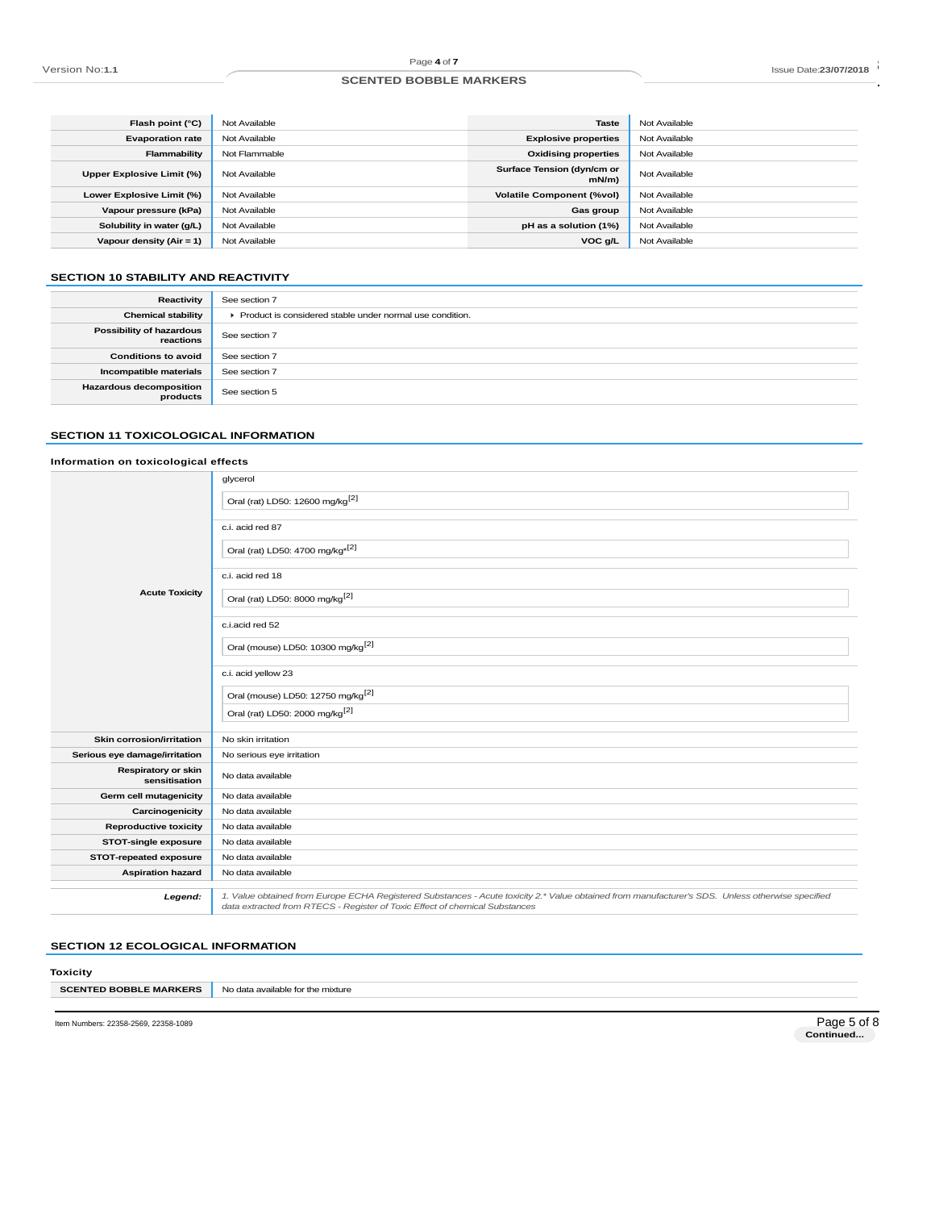| Flash point (°C) | Not Available | Taste | Not Available |
|---|---|---|---|
| Evaporation rate | Not Available | Explosive properties | Not Available |
| Flammability | Not Flammable | Oxidising properties | Not Available |
| Upper Explosive Limit (%) | Not Available | Surface Tension (dyn/cm or mN/m) | Not Available |
| Lower Explosive Limit (%) | Not Available | Volatile Component (%vol) | Not Available |
| Vapour pressure (kPa) | Not Available | Gas group | Not Available |
| Solubility in water (g/L) | Not Available | pH as a solution (1%) | Not Available |
| Vapour density (Air = 1) | Not Available | VOC g/L | Not Available |

## SECTION 10 STABILITY AND REACTIVITY

| | |
|---|---|
| Reactivity | See section 7 |
| Chemical stability | ▸ Product is considered stable under normal use condition. |
| Possibility of hazardous reactions | See section 7 |
| Conditions to avoid | See section 7 |
| Incompatible materials | See section 7 |
| Hazardous decomposition products | See section 5 |

## SECTION 11 TOXICOLOGICAL INFORMATION

### Information on toxicological effects

| | |
|---|---|
| Acute Toxicity | glycerol<br>Oral (rat) LD50: 12600 mg/kg[2]<br>c.i. acid red 87<br>Oral (rat) LD50: 4700 mg/kg*[2]<br>c.i. acid red 18<br>Oral (rat) LD50: 8000 mg/kg[2]<br>c.i.acid red 52<br>Oral (mouse) LD50: 10300 mg/kg[2]<br>c.i. acid yellow 23<br>Oral (mouse) LD50: 12750 mg/kg[2]<br>Oral (rat) LD50: 2000 mg/kg[2] |
| Skin corrosion/irritation | No skin irritation |
| Serious eye damage/irritation | No serious eye irritation |
| Respiratory or skin sensitisation | No data available |
| Germ cell mutagenicity | No data available |
| Carcinogenicity | No data available |
| Reproductive toxicity | No data available |
| STOT-single exposure | No data available |
| STOT-repeated exposure | No data available |
| Aspiration hazard | No data available |
| *Legend:* | *1. Value obtained from Europe ECHA Registered Substances - Acute toxicity 2.* Value obtained from manufacturer's SDS. Unless otherwise specified data extracted from RTECS - Register of Toxic Effect of chemical Substances* |

## SECTION 12 ECOLOGICAL INFORMATION

### Toxicity

| | |
|---|---|
| SCENTED BOBBLE MARKERS | No data available for the mixture |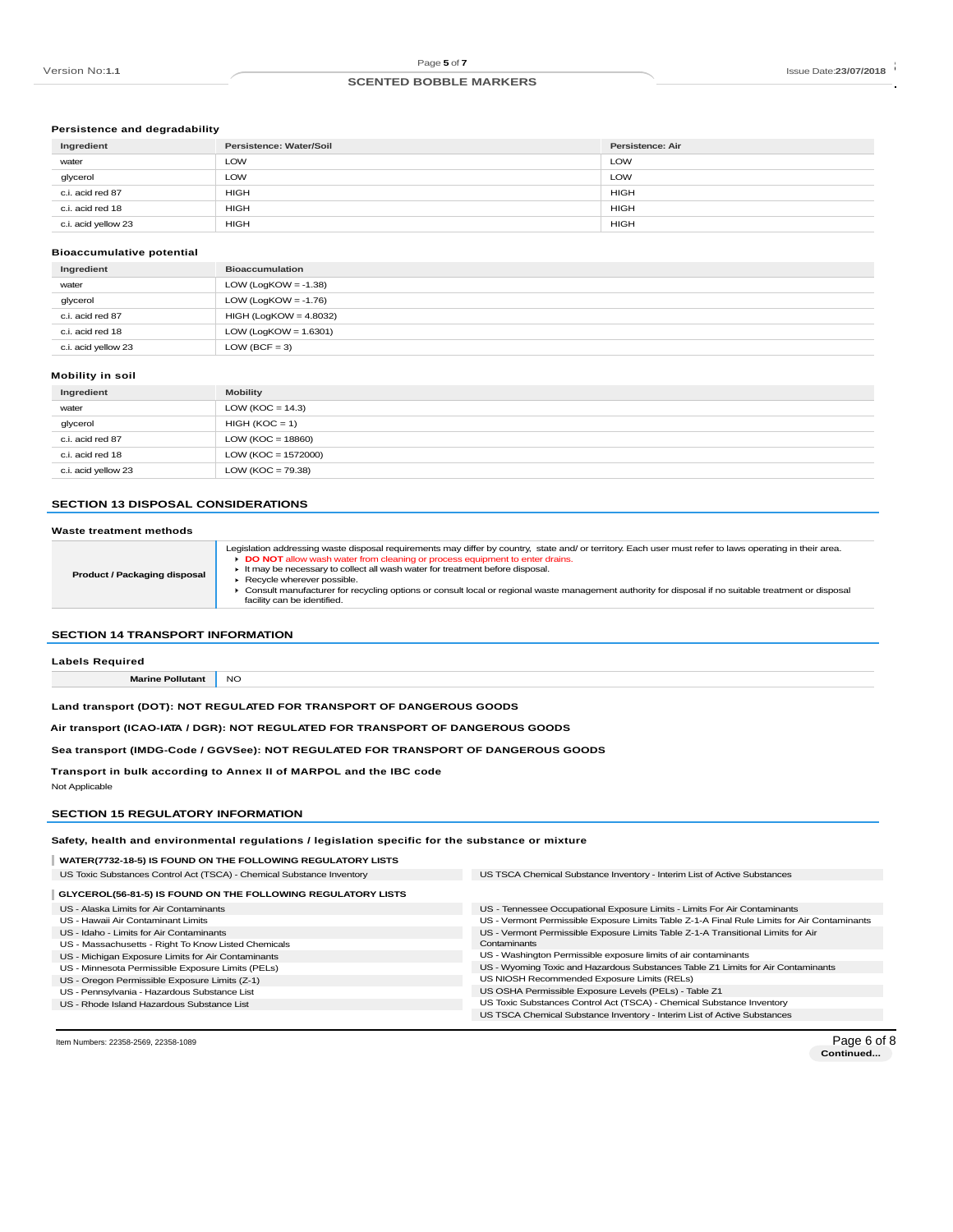### Persistence and degradability

| Ingredient | Persistence: Water/Soil | Persistence: Air |
|---|---|---|
| water | LOW | LOW |
| glycerol | LOW | LOW |
| c.i. acid red 87 | HIGH | HIGH |
| c.i. acid red 18 | HIGH | HIGH |
| c.i. acid yellow 23 | HIGH | HIGH |

### Bioaccumulative potential

| Ingredient | Bioaccumulation |
|---|---|
| water | LOW (LogKOW = -1.38) |
| glycerol | LOW (LogKOW = -1.76) |
| c.i. acid red 87 | HIGH (LogKOW = 4.8032) |
| c.i. acid red 18 | LOW (LogKOW = 1.6301) |
| c.i. acid yellow 23 | LOW (BCF = 3) |

### Mobility in soil

| Ingredient | Mobility |
|---|---|
| water | LOW (KOC = 14.3) |
| glycerol | HIGH (KOC = 1) |
| c.i. acid red 87 | LOW (KOC = 18860) |
| c.i. acid red 18 | LOW (KOC = 1572000) |
| c.i. acid yellow 23 | LOW (KOC = 79.38) |

## SECTION 13 DISPOSAL CONSIDERATIONS

### Waste treatment methods

| | |
|---|---|
| **Product / Packaging disposal** | Legislation addressing waste disposal requirements may differ by country, state and/ or territory. Each user must refer to laws operating in their area.<br>▸ **DO NOT** allow wash water from cleaning or process equipment to enter drains.<br>▸ It may be necessary to collect all wash water for treatment before disposal.<br>▸ Recycle wherever possible.<br>▸ Consult manufacturer for recycling options or consult local or regional waste management authority for disposal if no suitable treatment or disposal facility can be identified. |

## SECTION 14 TRANSPORT INFORMATION

### Labels Required

| | |
|---|---|
| **Marine Pollutant** | NO |

**Land transport (DOT): NOT REGULATED FOR TRANSPORT OF DANGEROUS GOODS**

**Air transport (ICAO-IATA / DGR): NOT REGULATED FOR TRANSPORT OF DANGEROUS GOODS**

**Sea transport (IMDG-Code / GGVSee): NOT REGULATED FOR TRANSPORT OF DANGEROUS GOODS**

**Transport in bulk according to Annex II of MARPOL and the IBC code**

Not Applicable

## SECTION 15 REGULATORY INFORMATION

### Safety, health and environmental regulations / legislation specific for the substance or mixture

**WATER(7732-18-5) IS FOUND ON THE FOLLOWING REGULATORY LISTS**

| | |
|---|---|
| US Toxic Substances Control Act (TSCA) - Chemical Substance Inventory | US TSCA Chemical Substance Inventory - Interim List of Active Substances |

**GLYCEROL(56-81-5) IS FOUND ON THE FOLLOWING REGULATORY LISTS**

| | |
|---|---|
| US - Alaska Limits for Air Contaminants | US - Tennessee Occupational Exposure Limits - Limits For Air Contaminants |
| US - Hawaii Air Contaminant Limits | US - Vermont Permissible Exposure Limits Table Z-1-A Final Rule Limits for Air Contaminants |
| US - Idaho - Limits for Air Contaminants | US - Vermont Permissible Exposure Limits Table Z-1-A Transitional Limits for Air Contaminants |
| US - Massachusetts - Right To Know Listed Chemicals | US - Washington Permissible exposure limits of air contaminants |
| US - Michigan Exposure Limits for Air Contaminants | US - Wyoming Toxic and Hazardous Substances Table Z1 Limits for Air Contaminants |
| US - Minnesota Permissible Exposure Limits (PELs) | US NIOSH Recommended Exposure Limits (RELs) |
| US - Oregon Permissible Exposure Limits (Z-1) | US OSHA Permissible Exposure Levels (PELs) - Table Z1 |
| US - Pennsylvania - Hazardous Substance List | US Toxic Substances Control Act (TSCA) - Chemical Substance Inventory |
| US - Rhode Island Hazardous Substance List | US TSCA Chemical Substance Inventory - Interim List of Active Substances |

Item Numbers: 22358-2569, 22358-1089

**Continued...**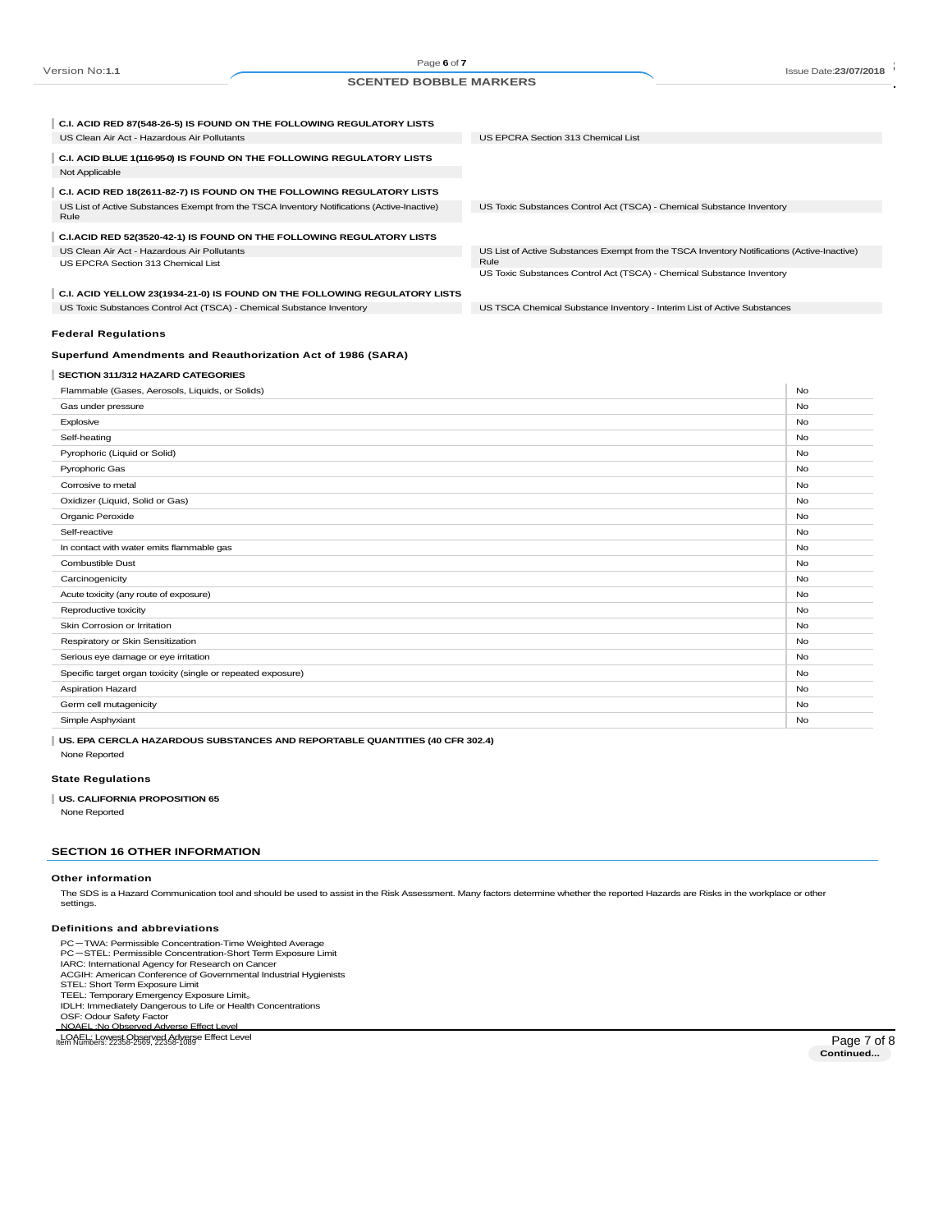**C.I. ACID RED 87(548-26-5) IS FOUND ON THE FOLLOWING REGULATORY LISTS**

| | |
|---|---|
| US Clean Air Act - Hazardous Air Pollutants | US EPCRA Section 313 Chemical List |

**C.I. ACID BLUE 1(116-95-0) IS FOUND ON THE FOLLOWING REGULATORY LISTS**

Not Applicable

**C.I. ACID RED 18(2611-82-7) IS FOUND ON THE FOLLOWING REGULATORY LISTS**

| | |
|---|---|
| US List of Active Substances Exempt from the TSCA Inventory Notifications (Active-Inactive) Rule | US Toxic Substances Control Act (TSCA) - Chemical Substance Inventory |

**C.I.ACID RED 52(3520-42-1) IS FOUND ON THE FOLLOWING REGULATORY LISTS**

| | |
|---|---|
| US Clean Air Act - Hazardous Air Pollutants | US List of Active Substances Exempt from the TSCA Inventory Notifications (Active-Inactive) Rule |
| US EPCRA Section 313 Chemical List | US Toxic Substances Control Act (TSCA) - Chemical Substance Inventory |

**C.I. ACID YELLOW 23(1934-21-0) IS FOUND ON THE FOLLOWING REGULATORY LISTS**

| | |
|---|---|
| US Toxic Substances Control Act (TSCA) - Chemical Substance Inventory | US TSCA Chemical Substance Inventory - Interim List of Active Substances |

### Federal Regulations

### Superfund Amendments and Reauthorization Act of 1986 (SARA)

**SECTION 311/312 HAZARD CATEGORIES**

| | |
|---|---|
| Flammable (Gases, Aerosols, Liquids, or Solids) | No |
| Gas under pressure | No |
| Explosive | No |
| Self-heating | No |
| Pyrophoric (Liquid or Solid) | No |
| Pyrophoric Gas | No |
| Corrosive to metal | No |
| Oxidizer (Liquid, Solid or Gas) | No |
| Organic Peroxide | No |
| Self-reactive | No |
| In contact with water emits flammable gas | No |
| Combustible Dust | No |
| Carcinogenicity | No |
| Acute toxicity (any route of exposure) | No |
| Reproductive toxicity | No |
| Skin Corrosion or Irritation | No |
| Respiratory or Skin Sensitization | No |
| Serious eye damage or eye irritation | No |
| Specific target organ toxicity (single or repeated exposure) | No |
| Aspiration Hazard | No |
| Germ cell mutagenicity | No |
| Simple Asphyxiant | No |

**US. EPA CERCLA HAZARDOUS SUBSTANCES AND REPORTABLE QUANTITIES (40 CFR 302.4)**

None Reported

### State Regulations

**US. CALIFORNIA PROPOSITION 65**

None Reported

## SECTION 16 OTHER INFORMATION

### Other information

The SDS is a Hazard Communication tool and should be used to assist in the Risk Assessment. Many factors determine whether the reported Hazards are Risks in the workplace or other settings.

### Definitions and abbreviations

PC－TWA: Permissible Concentration-Time Weighted Average
PC－STEL: Permissible Concentration-Short Term Exposure Limit
IARC: International Agency for Research on Cancer
ACGIH: American Conference of Governmental Industrial Hygienists
STEL: Short Term Exposure Limit
TEEL: Temporary Emergency Exposure Limit。
IDLH: Immediately Dangerous to Life or Health Concentrations
OSF: Odour Safety Factor
NOAEL :No Observed Adverse Effect Level
LOAEL: Lowest Observed Adverse Effect Level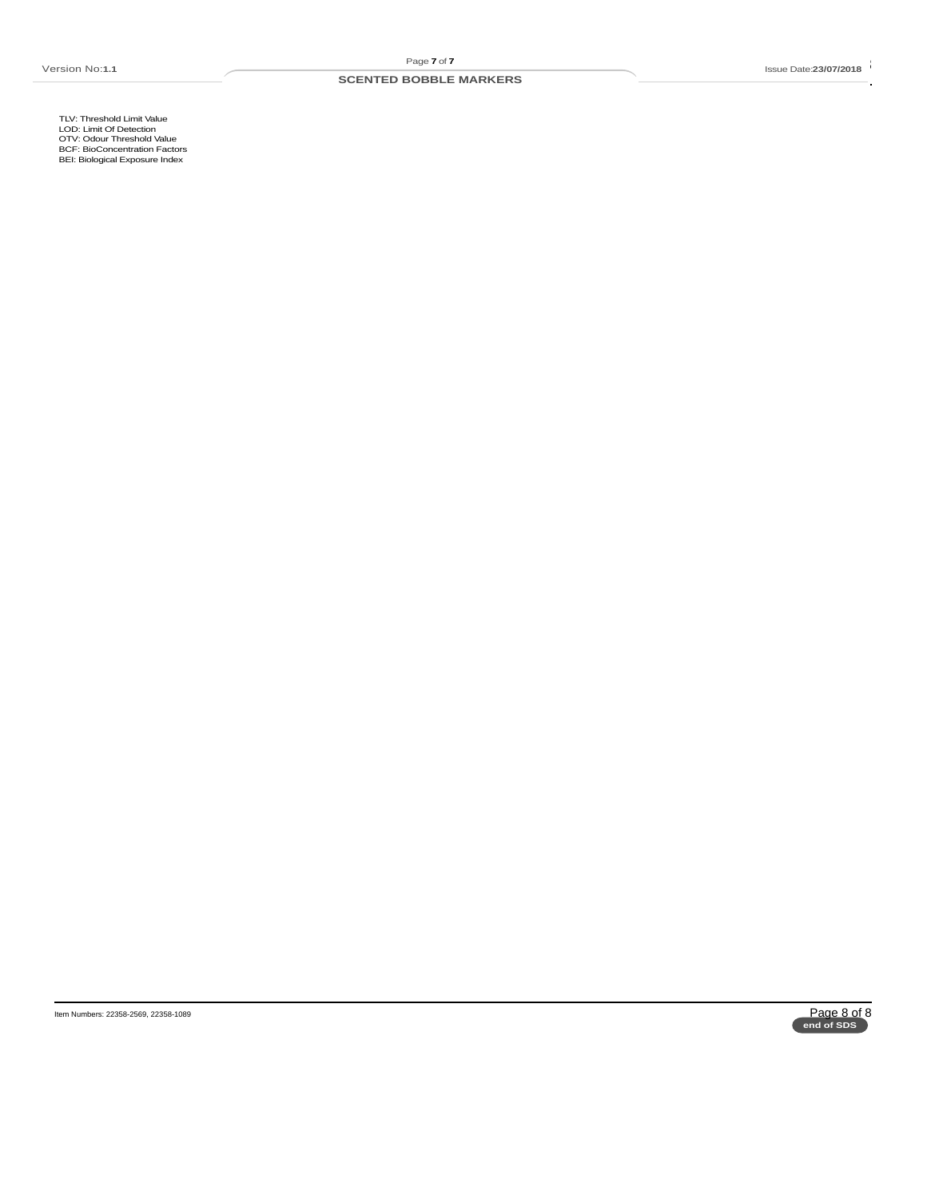TLV: Threshold Limit Value
LOD: Limit Of Detection
OTV: Odour Threshold Value
BCF: BioConcentration Factors
BEI: Biological Exposure Index

end of SDS